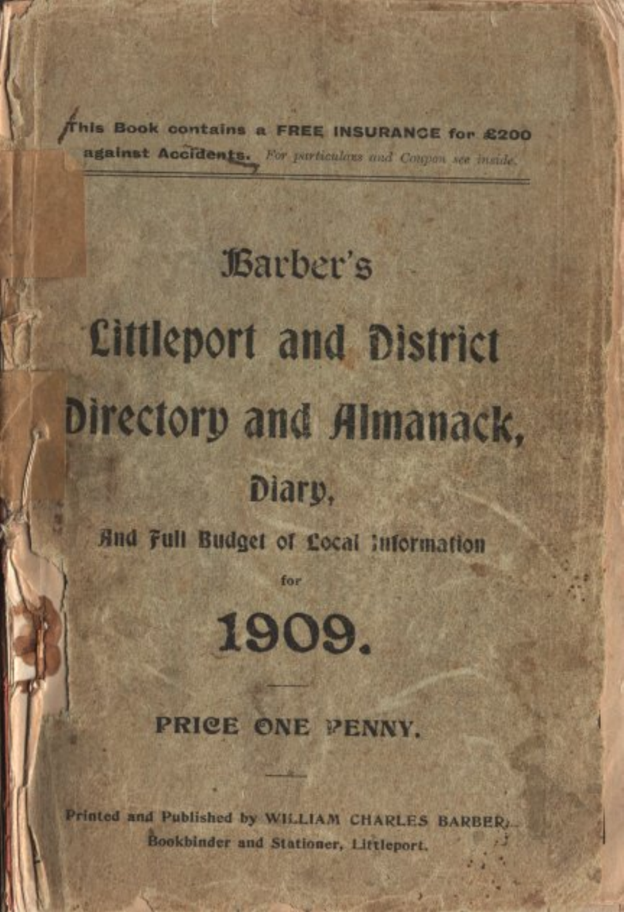This Book contains a **FREE INSURANCE for £200 against Accidents.** *For particulars and Coupon see inside.*

# Barber's

# Littleport and District Directory and Almanack,

## Diary,

### And Full Budget of Local Information

for

# 1909.

**PRICE ONE PENNY.**

Printed and Published by WILLIAM CHARLES BARBER, Bookbinder and Stationer, Littleport.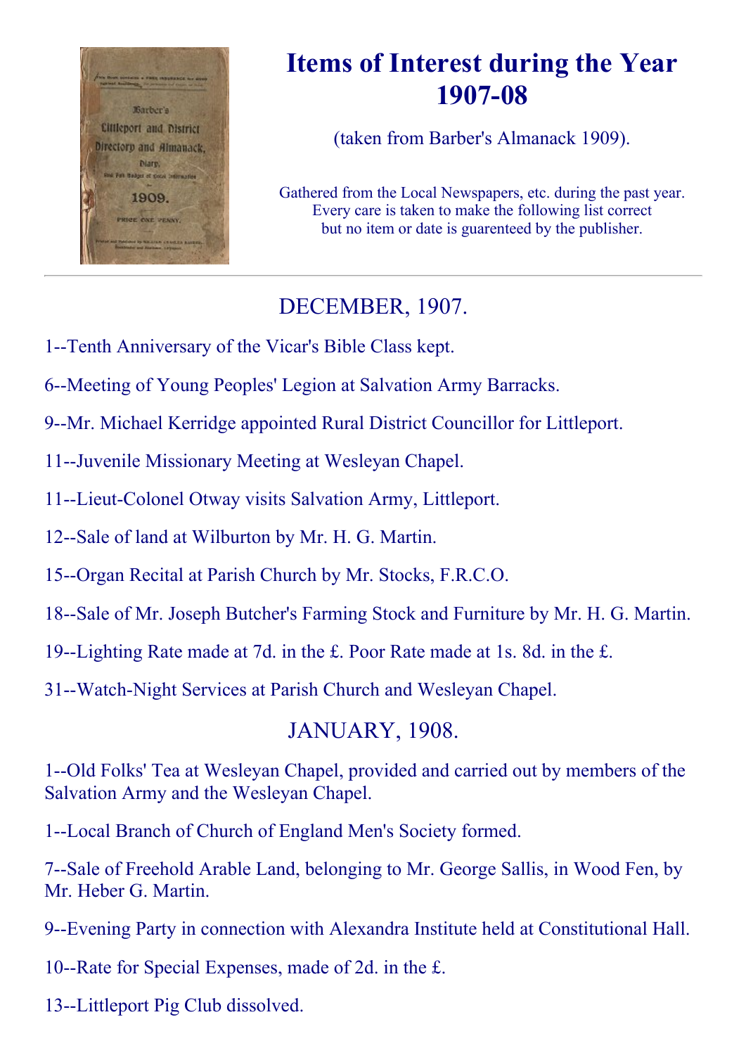# Items of Interest during the Year 1907-08

(taken from Barber's Almanack 1909).

Gathered from the Local Newspapers, etc. during the past year. Every care is taken to make the following list correct but no item or date is guarenteed by the publisher.

---

## DECEMBER, 1907.

1--Tenth Anniversary of the Vicar's Bible Class kept.

6--Meeting of Young Peoples' Legion at Salvation Army Barracks.

9--Mr. Michael Kerridge appointed Rural District Councillor for Littleport.

11--Juvenile Missionary Meeting at Wesleyan Chapel.

11--Lieut-Colonel Otway visits Salvation Army, Littleport.

12--Sale of land at Wilburton by Mr. H. G. Martin.

15--Organ Recital at Parish Church by Mr. Stocks, F.R.C.O.

18--Sale of Mr. Joseph Butcher's Farming Stock and Furniture by Mr. H. G. Martin.

19--Lighting Rate made at 7d. in the £. Poor Rate made at 1s. 8d. in the £.

31--Watch-Night Services at Parish Church and Wesleyan Chapel.

## JANUARY, 1908.

1--Old Folks' Tea at Wesleyan Chapel, provided and carried out by members of the Salvation Army and the Wesleyan Chapel.

1--Local Branch of Church of England Men's Society formed.

7--Sale of Freehold Arable Land, belonging to Mr. George Sallis, in Wood Fen, by Mr. Heber G. Martin.

9--Evening Party in connection with Alexandra Institute held at Constitutional Hall.

10--Rate for Special Expenses, made of 2d. in the £.

13--Littleport Pig Club dissolved.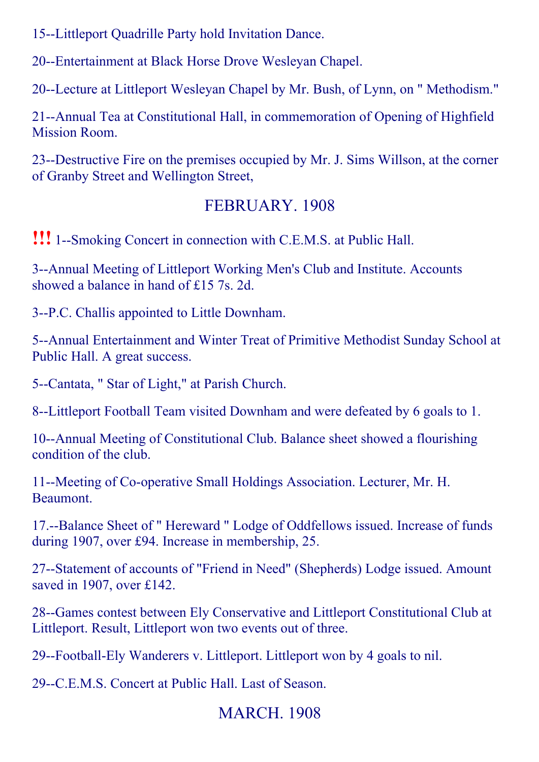15--Littleport Quadrille Party hold Invitation Dance.

20--Entertainment at Black Horse Drove Wesleyan Chapel.

20--Lecture at Littleport Wesleyan Chapel by Mr. Bush, of Lynn, on " Methodism."

21--Annual Tea at Constitutional Hall, in commemoration of Opening of Highfield Mission Room.

23--Destructive Fire on the premises occupied by Mr. J. Sims Willson, at the corner of Granby Street and Wellington Street,

## FEBRUARY. 1908

!!! 1--Smoking Concert in connection with C.E.M.S. at Public Hall.

3--Annual Meeting of Littleport Working Men's Club and Institute. Accounts showed a balance in hand of £15 7s. 2d.

3--P.C. Challis appointed to Little Downham.

5--Annual Entertainment and Winter Treat of Primitive Methodist Sunday School at Public Hall. A great success.

5--Cantata, " Star of Light," at Parish Church.

8--Littleport Football Team visited Downham and were defeated by 6 goals to 1.

10--Annual Meeting of Constitutional Club. Balance sheet showed a flourishing condition of the club.

11--Meeting of Co-operative Small Holdings Association. Lecturer, Mr. H. Beaumont.

17.--Balance Sheet of " Hereward " Lodge of Oddfellows issued. Increase of funds during 1907, over £94. Increase in membership, 25.

27--Statement of accounts of "Friend in Need" (Shepherds) Lodge issued. Amount saved in 1907, over £142.

28--Games contest between Ely Conservative and Littleport Constitutional Club at Littleport. Result, Littleport won two events out of three.

29--Football-Ely Wanderers v. Littleport. Littleport won by 4 goals to nil.

29--C.E.M.S. Concert at Public Hall. Last of Season.

## MARCH. 1908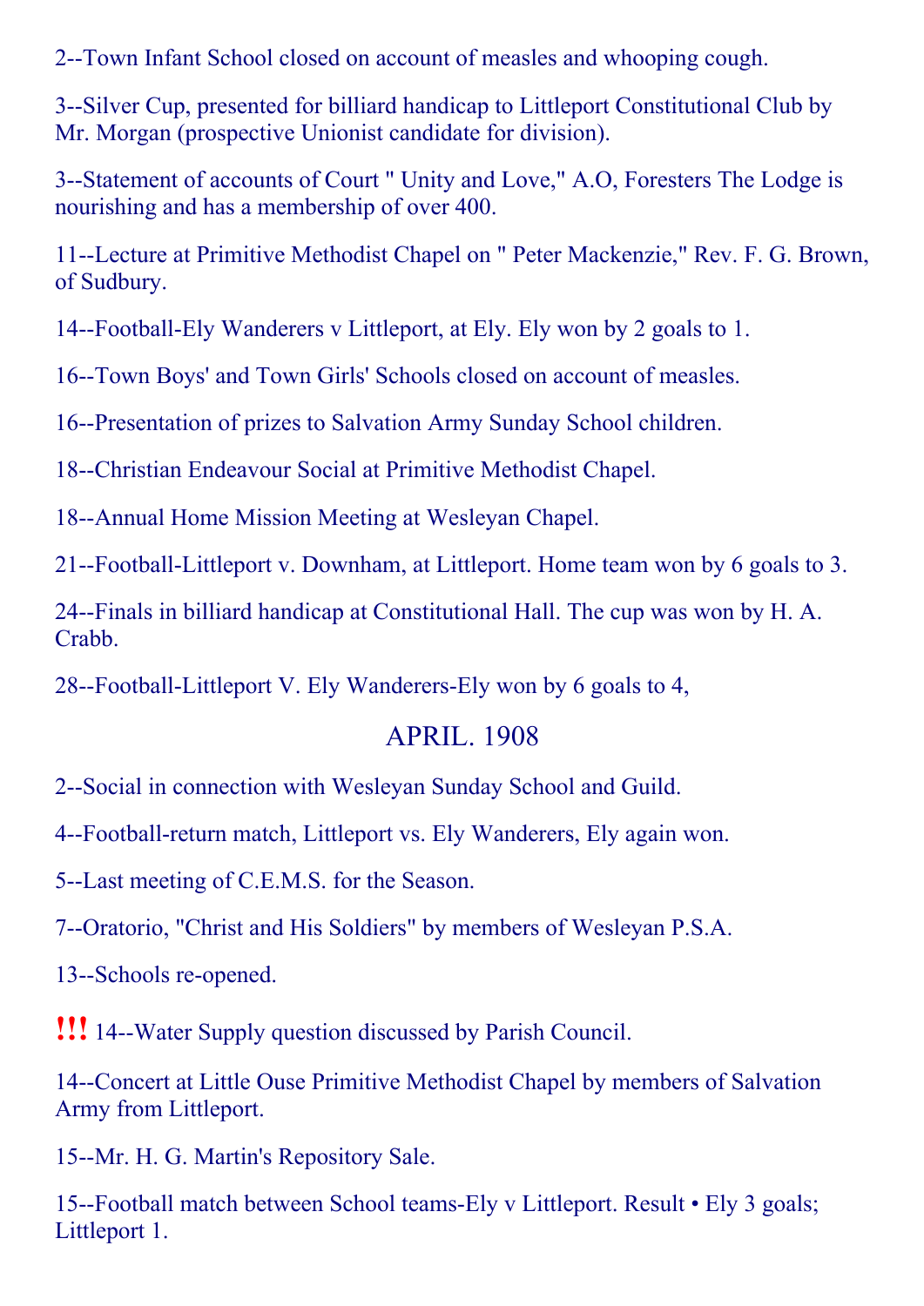2--Town Infant School closed on account of measles and whooping cough.

3--Silver Cup, presented for billiard handicap to Littleport Constitutional Club by Mr. Morgan (prospective Unionist candidate for division).

3--Statement of accounts of Court " Unity and Love," A.O, Foresters The Lodge is nourishing and has a membership of over 400.

11--Lecture at Primitive Methodist Chapel on " Peter Mackenzie," Rev. F. G. Brown, of Sudbury.

14--Football-Ely Wanderers v Littleport, at Ely. Ely won by 2 goals to 1.

16--Town Boys' and Town Girls' Schools closed on account of measles.

16--Presentation of prizes to Salvation Army Sunday School children.

18--Christian Endeavour Social at Primitive Methodist Chapel.

18--Annual Home Mission Meeting at Wesleyan Chapel.

21--Football-Littleport v. Downham, at Littleport. Home team won by 6 goals to 3.

24--Finals in billiard handicap at Constitutional Hall. The cup was won by H. A. Crabb.

28--Football-Littleport V. Ely Wanderers-Ely won by 6 goals to 4,

## APRIL. 1908

2--Social in connection with Wesleyan Sunday School and Guild.

4--Football-return match, Littleport vs. Ely Wanderers, Ely again won.

5--Last meeting of C.E.M.S. for the Season.

7--Oratorio, "Christ and His Soldiers" by members of Wesleyan P.S.A.

13--Schools re-opened.

!!! 14--Water Supply question discussed by Parish Council.

14--Concert at Little Ouse Primitive Methodist Chapel by members of Salvation Army from Littleport.

15--Mr. H. G. Martin's Repository Sale.

15--Football match between School teams-Ely v Littleport. Result • Ely 3 goals; Littleport 1.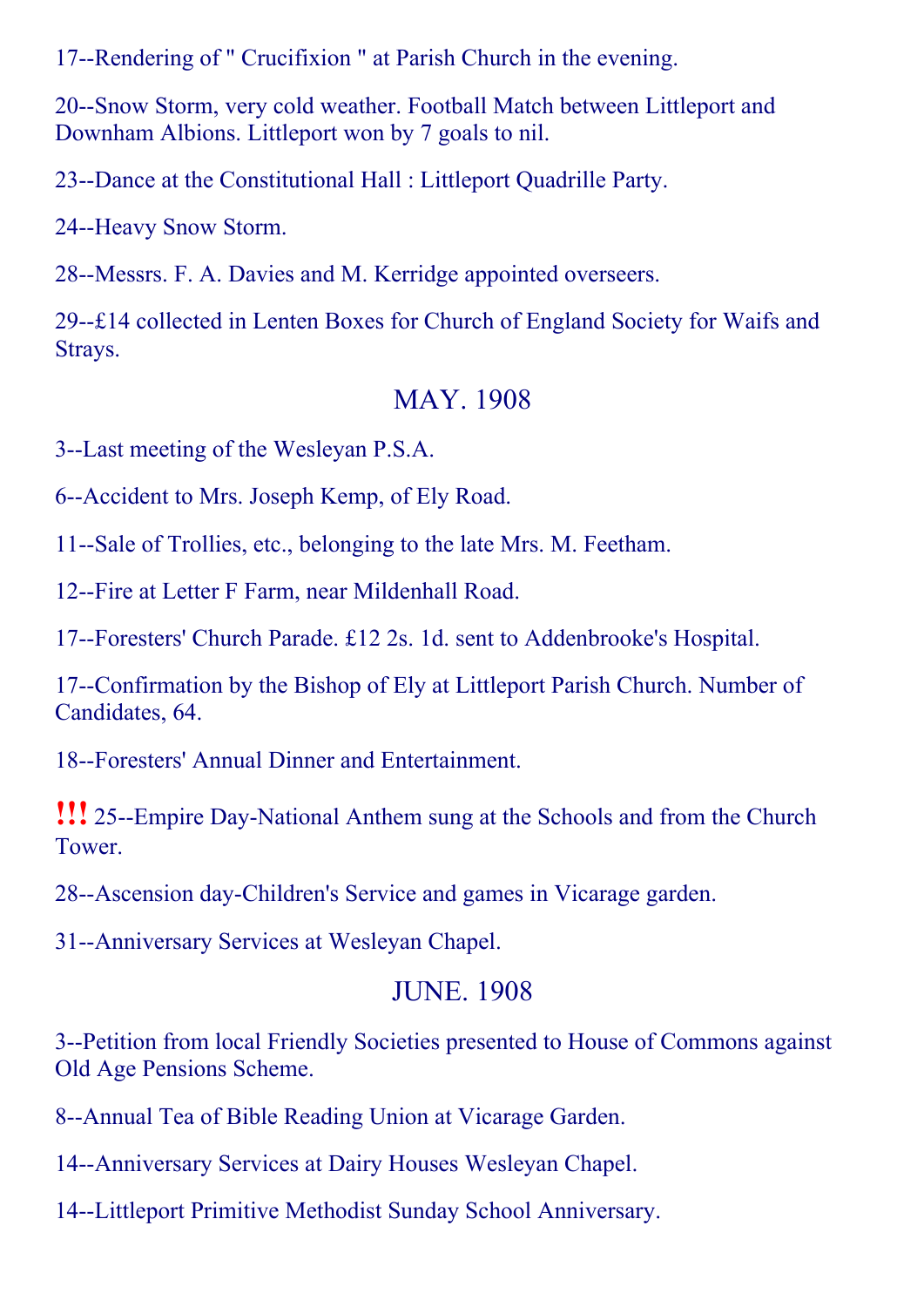17--Rendering of " Crucifixion " at Parish Church in the evening.

20--Snow Storm, very cold weather. Football Match between Littleport and Downham Albions. Littleport won by 7 goals to nil.

23--Dance at the Constitutional Hall : Littleport Quadrille Party.

24--Heavy Snow Storm.

28--Messrs. F. A. Davies and M. Kerridge appointed overseers.

29--£14 collected in Lenten Boxes for Church of England Society for Waifs and Strays.

## MAY. 1908

3--Last meeting of the Wesleyan P.S.A.

6--Accident to Mrs. Joseph Kemp, of Ely Road.

11--Sale of Trollies, etc., belonging to the late Mrs. M. Feetham.

12--Fire at Letter F Farm, near Mildenhall Road.

17--Foresters' Church Parade. £12 2s. 1d. sent to Addenbrooke's Hospital.

17--Confirmation by the Bishop of Ely at Littleport Parish Church. Number of Candidates, 64.

18--Foresters' Annual Dinner and Entertainment.

!!! 25--Empire Day-National Anthem sung at the Schools and from the Church Tower.

28--Ascension day-Children's Service and games in Vicarage garden.

31--Anniversary Services at Wesleyan Chapel.

## JUNE. 1908

3--Petition from local Friendly Societies presented to House of Commons against Old Age Pensions Scheme.

8--Annual Tea of Bible Reading Union at Vicarage Garden.

14--Anniversary Services at Dairy Houses Wesleyan Chapel.

14--Littleport Primitive Methodist Sunday School Anniversary.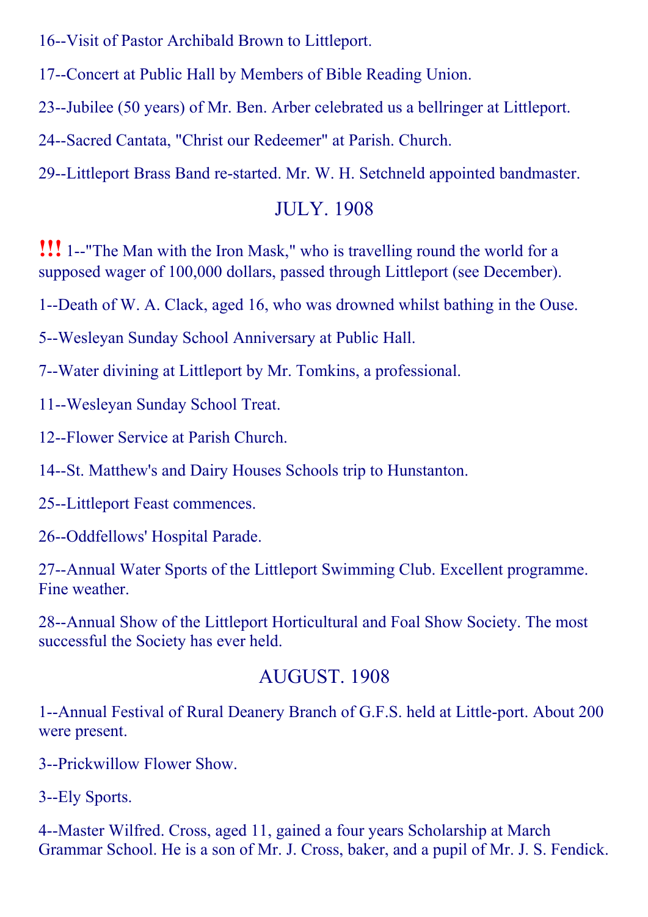16--Visit of Pastor Archibald Brown to Littleport.

17--Concert at Public Hall by Members of Bible Reading Union.

23--Jubilee (50 years) of Mr. Ben. Arber celebrated us a bellringer at Littleport.

24--Sacred Cantata, "Christ our Redeemer" at Parish. Church.

29--Littleport Brass Band re-started. Mr. W. H. Setchneld appointed bandmaster.

## JULY. 1908

!!! 1--"The Man with the Iron Mask," who is travelling round the world for a supposed wager of 100,000 dollars, passed through Littleport (see December).

1--Death of W. A. Clack, aged 16, who was drowned whilst bathing in the Ouse.

5--Wesleyan Sunday School Anniversary at Public Hall.

7--Water divining at Littleport by Mr. Tomkins, a professional.

11--Wesleyan Sunday School Treat.

12--Flower Service at Parish Church.

14--St. Matthew's and Dairy Houses Schools trip to Hunstanton.

25--Littleport Feast commences.

26--Oddfellows' Hospital Parade.

27--Annual Water Sports of the Littleport Swimming Club. Excellent programme. Fine weather.

28--Annual Show of the Littleport Horticultural and Foal Show Society. The most successful the Society has ever held.

## AUGUST. 1908

1--Annual Festival of Rural Deanery Branch of G.F.S. held at Little-port. About 200 were present.

3--Prickwillow Flower Show.

3--Ely Sports.

4--Master Wilfred. Cross, aged 11, gained a four years Scholarship at March Grammar School. He is a son of Mr. J. Cross, baker, and a pupil of Mr. J. S. Fendick.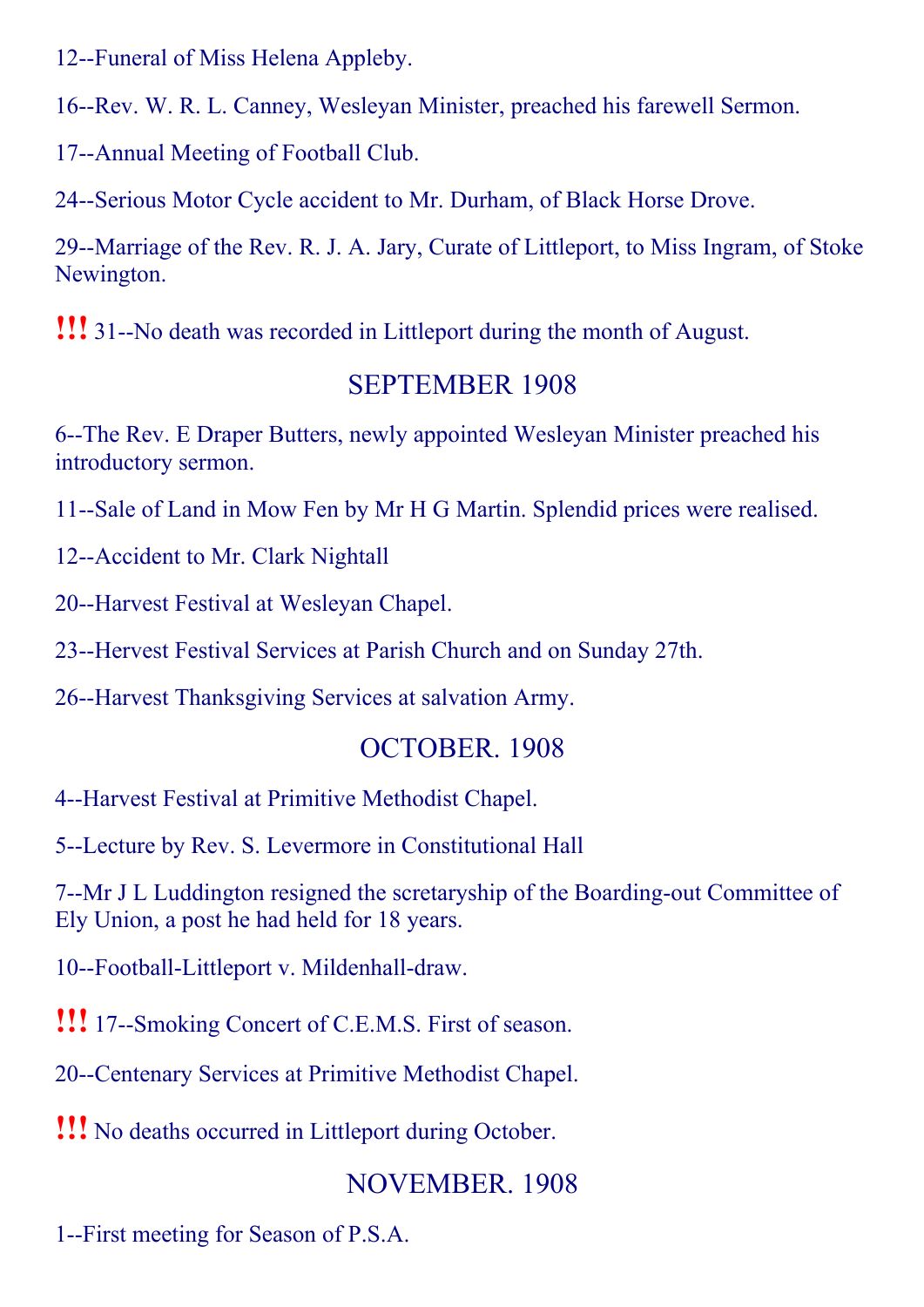12--Funeral of Miss Helena Appleby.

16--Rev. W. R. L. Canney, Wesleyan Minister, preached his farewell Sermon.

17--Annual Meeting of Football Club.

24--Serious Motor Cycle accident to Mr. Durham, of Black Horse Drove.

29--Marriage of the Rev. R. J. A. Jary, Curate of Littleport, to Miss Ingram, of Stoke Newington.

!!! 31--No death was recorded in Littleport during the month of August.

## SEPTEMBER 1908

6--The Rev. E Draper Butters, newly appointed Wesleyan Minister preached his introductory sermon.

11--Sale of Land in Mow Fen by Mr H G Martin. Splendid prices were realised.

12--Accident to Mr. Clark Nightall

20--Harvest Festival at Wesleyan Chapel.

23--Hervest Festival Services at Parish Church and on Sunday 27th.

26--Harvest Thanksgiving Services at salvation Army.

## OCTOBER. 1908

4--Harvest Festival at Primitive Methodist Chapel.

5--Lecture by Rev. S. Levermore in Constitutional Hall

7--Mr J L Luddington resigned the scretaryship of the Boarding-out Committee of Ely Union, a post he had held for 18 years.

10--Football-Littleport v. Mildenhall-draw.

!!! 17--Smoking Concert of C.E.M.S. First of season.

20--Centenary Services at Primitive Methodist Chapel.

!!! No deaths occurred in Littleport during October.

## NOVEMBER. 1908

1--First meeting for Season of P.S.A.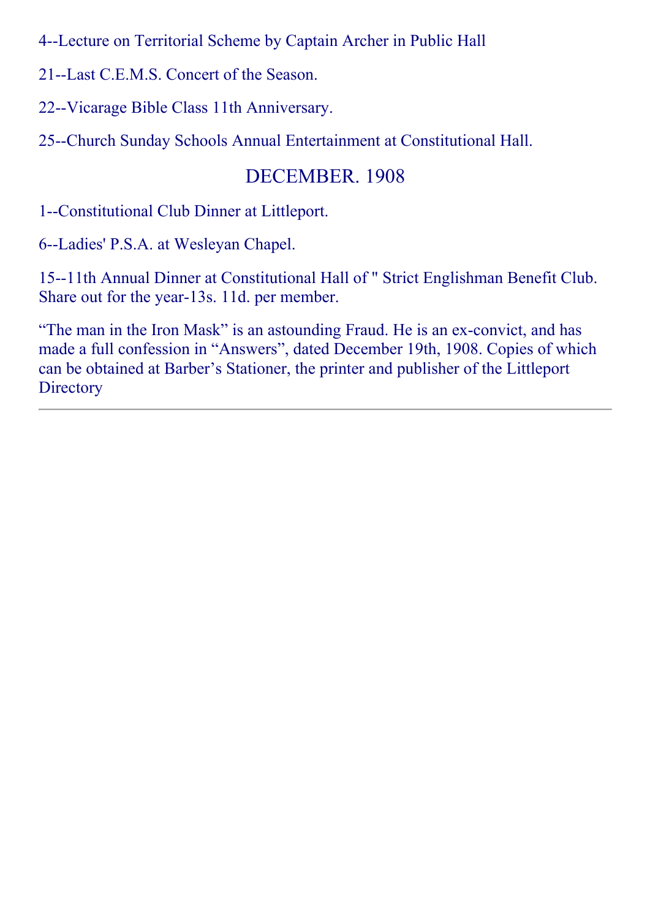4--Lecture on Territorial Scheme by Captain Archer in Public Hall

21--Last C.E.M.S. Concert of the Season.

22--Vicarage Bible Class 11th Anniversary.

25--Church Sunday Schools Annual Entertainment at Constitutional Hall.

## DECEMBER. 1908

1--Constitutional Club Dinner at Littleport.

6--Ladies' P.S.A. at Wesleyan Chapel.

15--11th Annual Dinner at Constitutional Hall of " Strict Englishman Benefit Club. Share out for the year-13s. 11d. per member.

“The man in the Iron Mask” is an astounding Fraud. He is an ex-convict, and has made a full confession in “Answers”, dated December 19th, 1908. Copies of which can be obtained at Barber’s Stationer, the printer and publisher of the Littleport Directory

---